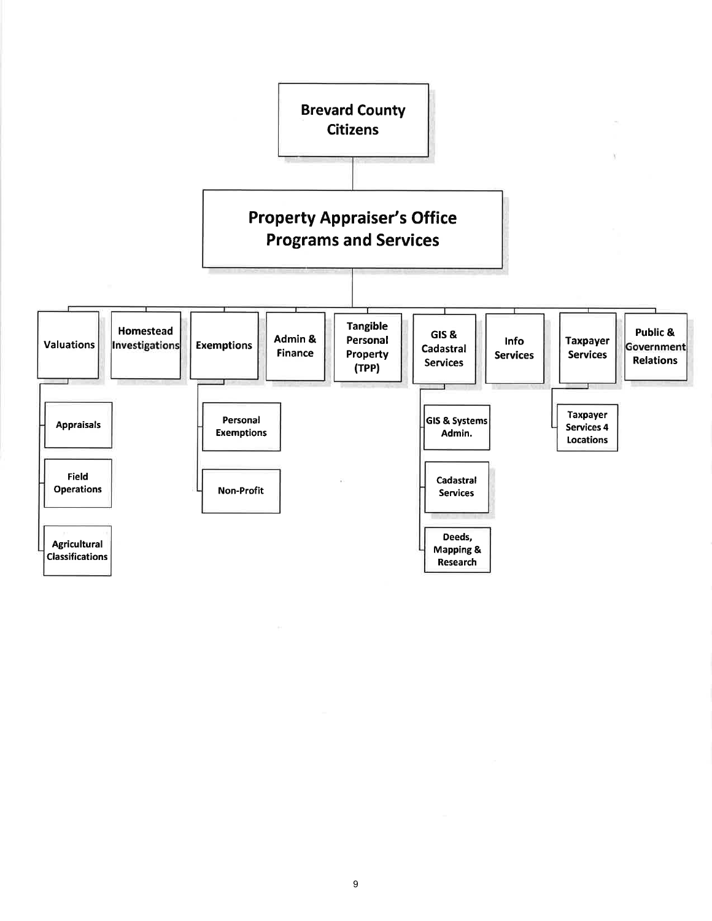# Brevard County Citizens

## Property Appraiser's Office Programs and Services

- **Valuations**
  - Appraisals
  - Field Operations
  - Agricultural Classifications
- **Homestead Investigations**
- **Exemptions**
  - Personal Exemptions
  - Non-Profit
- **Admin & Finance**
- **Tangible Personal Property (TPP)**
- **GIS & Cadastral Services**
  - GIS & Systems Admin.
  - Cadastral Services
  - Deeds, Mapping & Research
- **Info Services**
- **Taxpayer Services**
  - Taxpayer Services 4 Locations
- **Public & Government Relations**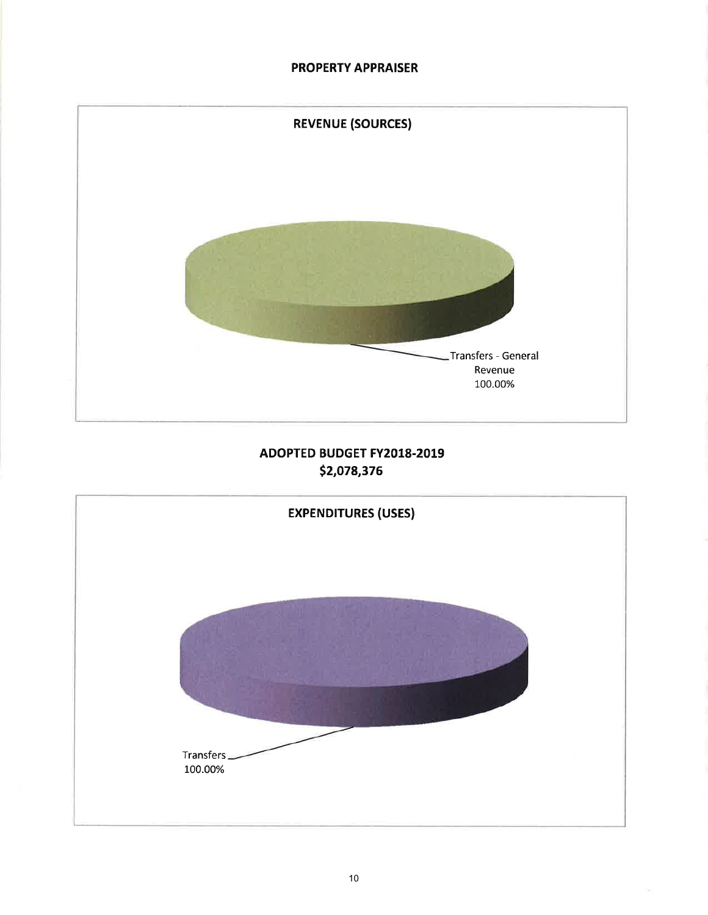# PROPERTY APPRAISER

## REVENUE (SOURCES)

Transfers - General Revenue 100.00%

## ADOPTED BUDGET FY2018-2019
## $2,078,376

## EXPENDITURES (USES)

Transfers 100.00%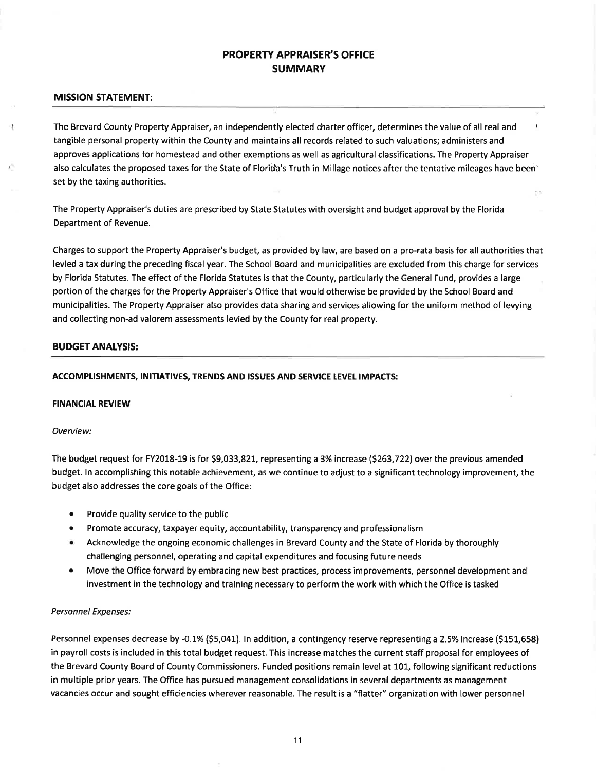# PROPERTY APPRAISER'S OFFICE
# SUMMARY

## MISSION STATEMENT:

The Brevard County Property Appraiser, an independently elected charter officer, determines the value of all real and tangible personal property within the County and maintains all records related to such valuations; administers and approves applications for homestead and other exemptions as well as agricultural classifications. The Property Appraiser also calculates the proposed taxes for the State of Florida's Truth in Millage notices after the tentative mileages have been set by the taxing authorities.

The Property Appraiser's duties are prescribed by State Statutes with oversight and budget approval by the Florida Department of Revenue.

Charges to support the Property Appraiser's budget, as provided by law, are based on a pro-rata basis for all authorities that levied a tax during the preceding fiscal year. The School Board and municipalities are excluded from this charge for services by Florida Statutes. The effect of the Florida Statutes is that the County, particularly the General Fund, provides a large portion of the charges for the Property Appraiser's Office that would otherwise be provided by the School Board and municipalities. The Property Appraiser also provides data sharing and services allowing for the uniform method of levying and collecting non-ad valorem assessments levied by the County for real property.

## BUDGET ANALYSIS:

### ACCOMPLISHMENTS, INITIATIVES, TRENDS AND ISSUES AND SERVICE LEVEL IMPACTS:

#### FINANCIAL REVIEW

*Overview:*

The budget request for FY2018-19 is for $9,033,821, representing a 3% increase ($263,722) over the previous amended budget. In accomplishing this notable achievement, as we continue to adjust to a significant technology improvement, the budget also addresses the core goals of the Office:

- Provide quality service to the public
- Promote accuracy, taxpayer equity, accountability, transparency and professionalism
- Acknowledge the ongoing economic challenges in Brevard County and the State of Florida by thoroughly challenging personnel, operating and capital expenditures and focusing future needs
- Move the Office forward by embracing new best practices, process improvements, personnel development and investment in the technology and training necessary to perform the work with which the Office is tasked

*Personnel Expenses:*

Personnel expenses decrease by -0.1% ($5,041). In addition, a contingency reserve representing a 2.5% increase ($151,658) in payroll costs is included in this total budget request. This increase matches the current staff proposal for employees of the Brevard County Board of County Commissioners. Funded positions remain level at 101, following significant reductions in multiple prior years. The Office has pursued management consolidations in several departments as management vacancies occur and sought efficiencies wherever reasonable. The result is a "flatter" organization with lower personnel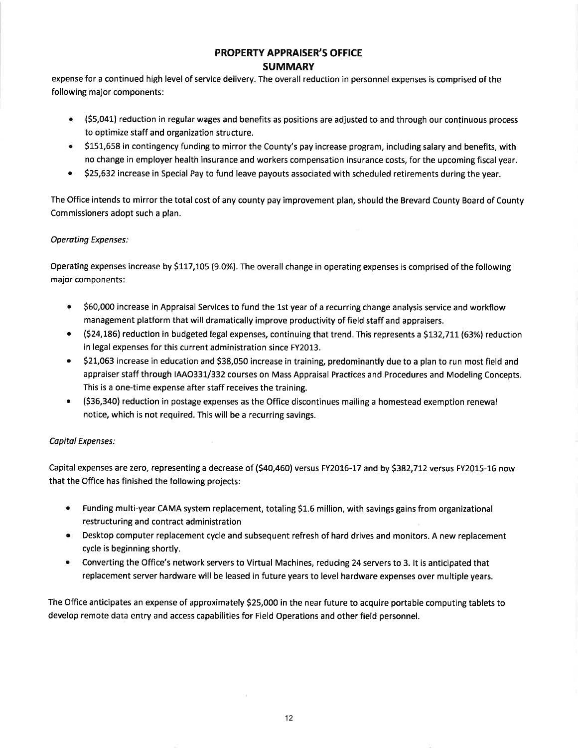## PROPERTY APPRAISER'S OFFICE
## SUMMARY

expense for a continued high level of service delivery. The overall reduction in personnel expenses is comprised of the following major components:

- ($5,041) reduction in regular wages and benefits as positions are adjusted to and through our continuous process to optimize staff and organization structure.
- $151,658 in contingency funding to mirror the County's pay increase program, including salary and benefits, with no change in employer health insurance and workers compensation insurance costs, for the upcoming fiscal year.
- $25,632 increase in Special Pay to fund leave payouts associated with scheduled retirements during the year.

The Office intends to mirror the total cost of any county pay improvement plan, should the Brevard County Board of County Commissioners adopt such a plan.

*Operating Expenses:*

Operating expenses increase by $117,105 (9.0%). The overall change in operating expenses is comprised of the following major components:

- $60,000 increase in Appraisal Services to fund the 1st year of a recurring change analysis service and workflow management platform that will dramatically improve productivity of field staff and appraisers.
- ($24,186) reduction in budgeted legal expenses, continuing that trend. This represents a $132,711 (63%) reduction in legal expenses for this current administration since FY2013.
- $21,063 increase in education and $38,050 increase in training, predominantly due to a plan to run most field and appraiser staff through IAAO331/332 courses on Mass Appraisal Practices and Procedures and Modeling Concepts. This is a one-time expense after staff receives the training.
- ($36,340) reduction in postage expenses as the Office discontinues mailing a homestead exemption renewal notice, which is not required. This will be a recurring savings.

*Capital Expenses:*

Capital expenses are zero, representing a decrease of ($40,460) versus FY2016-17 and by $382,712 versus FY2015-16 now that the Office has finished the following projects:

- Funding multi-year CAMA system replacement, totaling $1.6 million, with savings gains from organizational restructuring and contract administration
- Desktop computer replacement cycle and subsequent refresh of hard drives and monitors. A new replacement cycle is beginning shortly.
- Converting the Office's network servers to Virtual Machines, reducing 24 servers to 3. It is anticipated that replacement server hardware will be leased in future years to level hardware expenses over multiple years.

The Office anticipates an expense of approximately $25,000 in the near future to acquire portable computing tablets to develop remote data entry and access capabilities for Field Operations and other field personnel.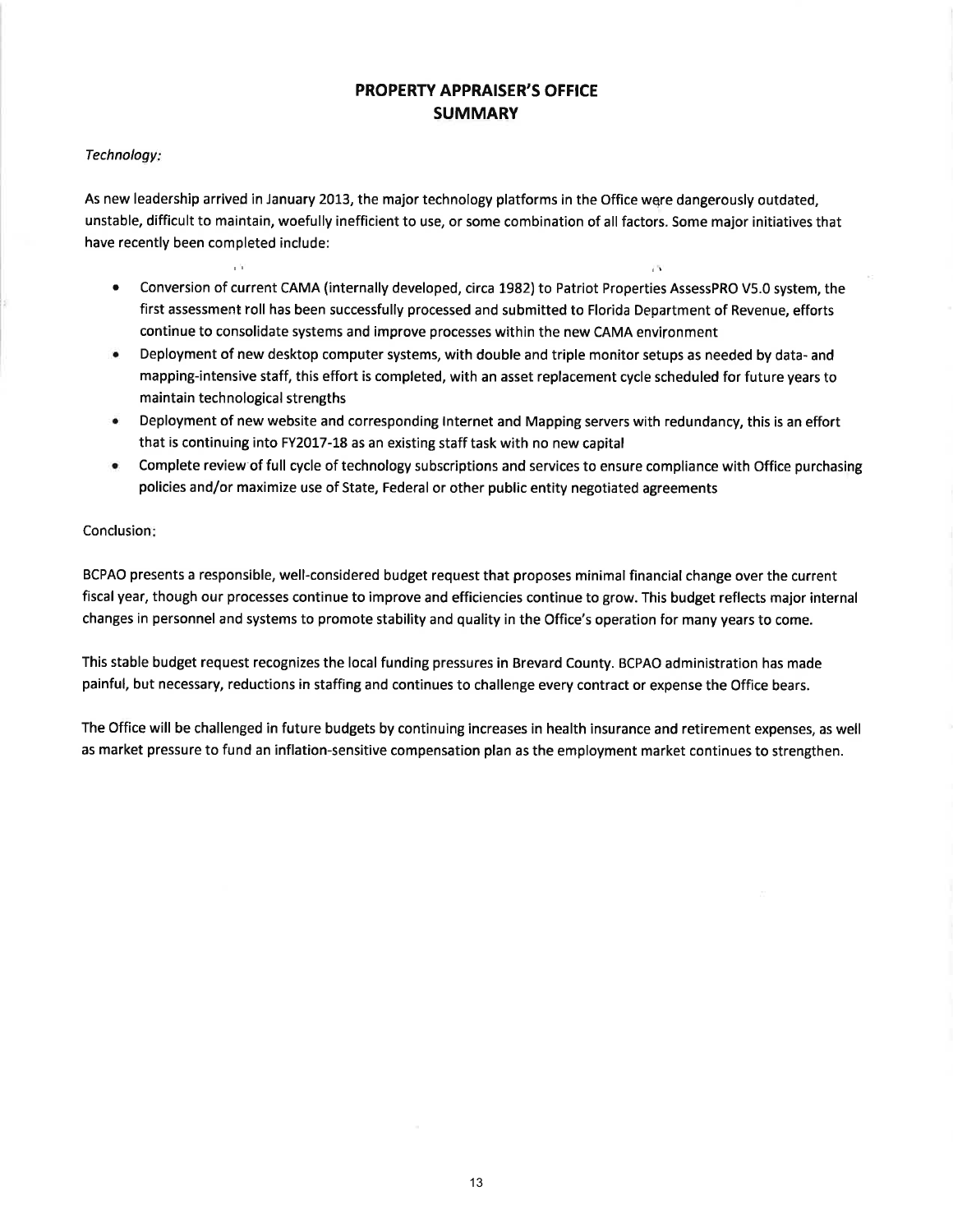# PROPERTY APPRAISER'S OFFICE
# SUMMARY

*Technology:*

As new leadership arrived in January 2013, the major technology platforms in the Office were dangerously outdated, unstable, difficult to maintain, woefully inefficient to use, or some combination of all factors. Some major initiatives that have recently been completed include:

- Conversion of current CAMA (internally developed, circa 1982) to Patriot Properties AssessPRO V5.0 system, the first assessment roll has been successfully processed and submitted to Florida Department of Revenue, efforts continue to consolidate systems and improve processes within the new CAMA environment
- Deployment of new desktop computer systems, with double and triple monitor setups as needed by data- and mapping-intensive staff, this effort is completed, with an asset replacement cycle scheduled for future years to maintain technological strengths
- Deployment of new website and corresponding Internet and Mapping servers with redundancy, this is an effort that is continuing into FY2017-18 as an existing staff task with no new capital
- Complete review of full cycle of technology subscriptions and services to ensure compliance with Office purchasing policies and/or maximize use of State, Federal or other public entity negotiated agreements

Conclusion:

BCPAO presents a responsible, well-considered budget request that proposes minimal financial change over the current fiscal year, though our processes continue to improve and efficiencies continue to grow. This budget reflects major internal changes in personnel and systems to promote stability and quality in the Office's operation for many years to come.

This stable budget request recognizes the local funding pressures in Brevard County. BCPAO administration has made painful, but necessary, reductions in staffing and continues to challenge every contract or expense the Office bears.

The Office will be challenged in future budgets by continuing increases in health insurance and retirement expenses, as well as market pressure to fund an inflation-sensitive compensation plan as the employment market continues to strengthen.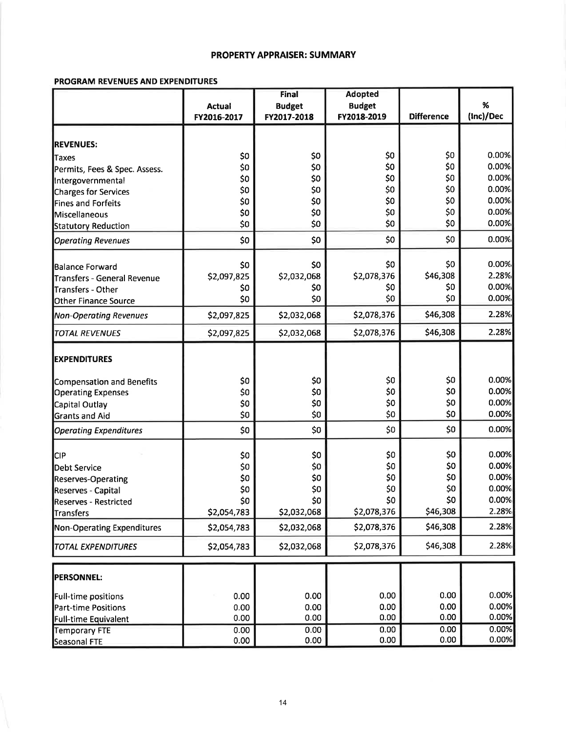## PROPERTY APPRAISER: SUMMARY

### PROGRAM REVENUES AND EXPENDITURES

| | Actual FY2016-2017 | Final Budget FY2017-2018 | Adopted Budget FY2018-2019 | Difference | % (Inc)/Dec |
|---|---|---|---|---|---|
| **REVENUES:** | | | | | |
| Taxes | $0 | $0 | $0 | $0 | 0.00% |
| Permits, Fees & Spec. Assess. | $0 | $0 | $0 | $0 | 0.00% |
| Intergovernmental | $0 | $0 | $0 | $0 | 0.00% |
| Charges for Services | $0 | $0 | $0 | $0 | 0.00% |
| Fines and Forfeits | $0 | $0 | $0 | $0 | 0.00% |
| Miscellaneous | $0 | $0 | $0 | $0 | 0.00% |
| Statutory Reduction | $0 | $0 | $0 | $0 | 0.00% |
| *Operating Revenues* | $0 | $0 | $0 | $0 | 0.00% |
| Balance Forward | $0 | $0 | $0 | $0 | 0.00% |
| Transfers - General Revenue | $2,097,825 | $2,032,068 | $2,078,376 | $46,308 | 2.28% |
| Transfers - Other | $0 | $0 | $0 | $0 | 0.00% |
| Other Finance Source | $0 | $0 | $0 | $0 | 0.00% |
| *Non-Operating Revenues* | $2,097,825 | $2,032,068 | $2,078,376 | $46,308 | 2.28% |
| *TOTAL REVENUES* | $2,097,825 | $2,032,068 | $2,078,376 | $46,308 | 2.28% |
| **EXPENDITURES** | | | | | |
| Compensation and Benefits | $0 | $0 | $0 | $0 | 0.00% |
| Operating Expenses | $0 | $0 | $0 | $0 | 0.00% |
| Capital Outlay | $0 | $0 | $0 | $0 | 0.00% |
| Grants and Aid | $0 | $0 | $0 | $0 | 0.00% |
| *Operating Expenditures* | $0 | $0 | $0 | $0 | 0.00% |
| CIP | $0 | $0 | $0 | $0 | 0.00% |
| Debt Service | $0 | $0 | $0 | $0 | 0.00% |
| Reserves-Operating | $0 | $0 | $0 | $0 | 0.00% |
| Reserves - Capital | $0 | $0 | $0 | $0 | 0.00% |
| Reserves - Restricted | $0 | $0 | $0 | $0 | 0.00% |
| Transfers | $2,054,783 | $2,032,068 | $2,078,376 | $46,308 | 2.28% |
| Non-Operating Expenditures | $2,054,783 | $2,032,068 | $2,078,376 | $46,308 | 2.28% |
| *TOTAL EXPENDITURES* | $2,054,783 | $2,032,068 | $2,078,376 | $46,308 | 2.28% |

| | | | | | |
|---|---|---|---|---|---|
| **PERSONNEL:** | | | | | |
| Full-time positions | 0.00 | 0.00 | 0.00 | 0.00 | 0.00% |
| Part-time Positions | 0.00 | 0.00 | 0.00 | 0.00 | 0.00% |
| Full-time Equivalent | 0.00 | 0.00 | 0.00 | 0.00 | 0.00% |
| Temporary FTE | 0.00 | 0.00 | 0.00 | 0.00 | 0.00% |
| Seasonal FTE | 0.00 | 0.00 | 0.00 | 0.00 | 0.00% |